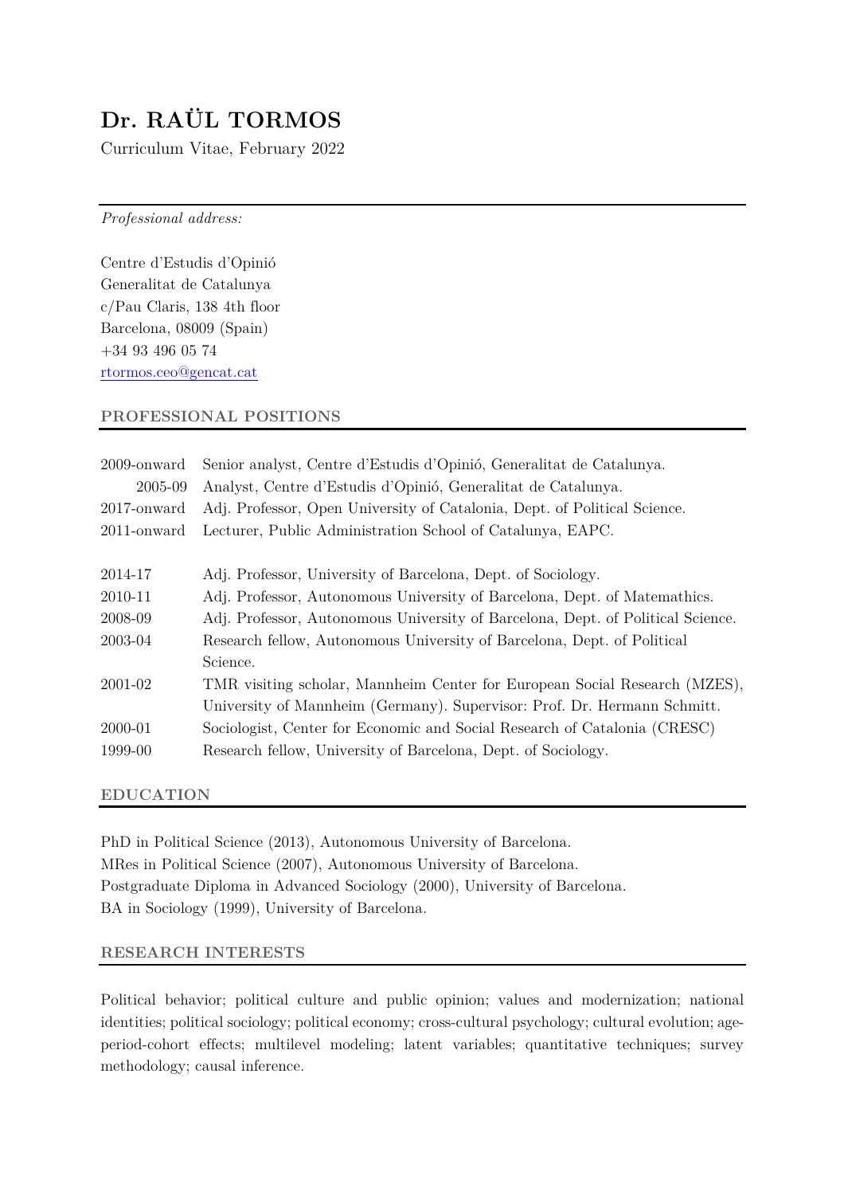# Dr. RAÜL TORMOS

Curriculum Vitae, February 2022

---

*Professional address:*

Centre d'Estudis d'Opinió
Generalitat de Catalunya
c/Pau Claris, 138 4th floor
Barcelona, 08009 (Spain)
+34 93 496 05 74
rtormos.ceo@gencat.cat

## PROFESSIONAL POSITIONS

| | |
|---|---|
| 2009-onward | Senior analyst, Centre d'Estudis d'Opinió, Generalitat de Catalunya. |
| 2005-09 | Analyst, Centre d'Estudis d'Opinió, Generalitat de Catalunya. |
| 2017-onward | Adj. Professor, Open University of Catalonia, Dept. of Political Science. |
| 2011-onward | Lecturer, Public Administration School of Catalunya, EAPC. |
| 2014-17 | Adj. Professor, University of Barcelona, Dept. of Sociology. |
| 2010-11 | Adj. Professor, Autonomous University of Barcelona, Dept. of Matemathics. |
| 2008-09 | Adj. Professor, Autonomous University of Barcelona, Dept. of Political Science. |
| 2003-04 | Research fellow, Autonomous University of Barcelona, Dept. of Political Science. |
| 2001-02 | TMR visiting scholar, Mannheim Center for European Social Research (MZES), University of Mannheim (Germany). Supervisor: Prof. Dr. Hermann Schmitt. |
| 2000-01 | Sociologist, Center for Economic and Social Research of Catalonia (CRESC) |
| 1999-00 | Research fellow, University of Barcelona, Dept. of Sociology. |

## EDUCATION

PhD in Political Science (2013), Autonomous University of Barcelona.
MRes in Political Science (2007), Autonomous University of Barcelona.
Postgraduate Diploma in Advanced Sociology (2000), University of Barcelona.
BA in Sociology (1999), University of Barcelona.

## RESEARCH INTERESTS

Political behavior; political culture and public opinion; values and modernization; national identities; political sociology; political economy; cross-cultural psychology; cultural evolution; age-period-cohort effects; multilevel modeling; latent variables; quantitative techniques; survey methodology; causal inference.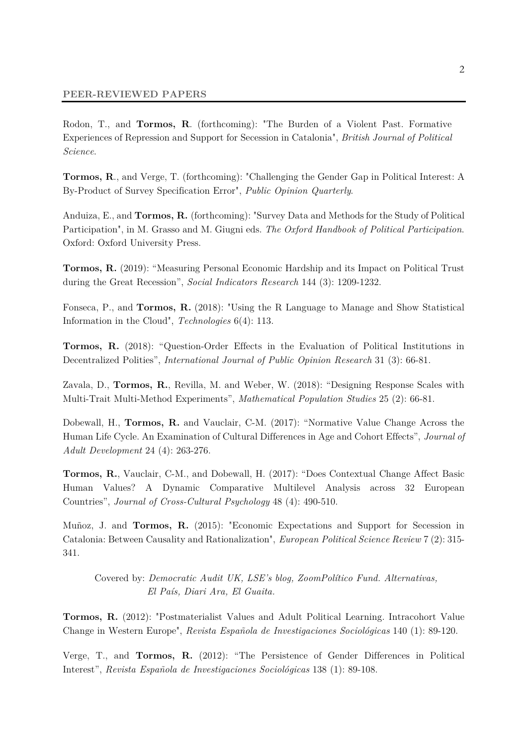## PEER-REVIEWED PAPERS

Rodon, T., and **Tormos, R**. (forthcoming): "The Burden of a Violent Past. Formative Experiences of Repression and Support for Secession in Catalonia", *British Journal of Political Science*.

**Tormos, R**., and Verge, T. (forthcoming): "Challenging the Gender Gap in Political Interest: A By-Product of Survey Specification Error", *Public Opinion Quarterly*.

Anduiza, E., and **Tormos, R.** (forthcoming): "Survey Data and Methods for the Study of Political Participation", in M. Grasso and M. Giugni eds. *The Oxford Handbook of Political Participation*. Oxford: Oxford University Press.

**Tormos, R.** (2019): "Measuring Personal Economic Hardship and its Impact on Political Trust during the Great Recession", *Social Indicators Research* 144 (3): 1209-1232.

Fonseca, P., and **Tormos, R.** (2018): "Using the R Language to Manage and Show Statistical Information in the Cloud", *Technologies* 6(4): 113.

**Tormos, R.** (2018): "Question-Order Effects in the Evaluation of Political Institutions in Decentralized Polities", *International Journal of Public Opinion Research* 31 (3): 66-81.

Zavala, D., **Tormos, R.**, Revilla, M. and Weber, W. (2018): "Designing Response Scales with Multi-Trait Multi-Method Experiments", *Mathematical Population Studies* 25 (2): 66-81.

Dobewall, H., **Tormos, R.** and Vauclair, C-M. (2017): "Normative Value Change Across the Human Life Cycle. An Examination of Cultural Differences in Age and Cohort Effects", *Journal of Adult Development* 24 (4): 263-276.

**Tormos, R.**, Vauclair, C-M., and Dobewall, H. (2017): "Does Contextual Change Affect Basic Human Values? A Dynamic Comparative Multilevel Analysis across 32 European Countries", *Journal of Cross-Cultural Psychology* 48 (4): 490-510.

Muñoz, J. and **Tormos, R.** (2015): "Economic Expectations and Support for Secession in Catalonia: Between Causality and Rationalization", *European Political Science Review* 7 (2): 315-341.

Covered by: *Democratic Audit UK, LSE's blog, ZoomPolítico Fund. Alternativas, El País, Diari Ara, El Guaita.*

**Tormos, R.** (2012): "Postmaterialist Values and Adult Political Learning. Intracohort Value Change in Western Europe", *Revista Española de Investigaciones Sociológicas* 140 (1): 89-120.

Verge, T., and **Tormos, R.** (2012): "The Persistence of Gender Differences in Political Interest", *Revista Española de Investigaciones Sociológicas* 138 (1): 89-108.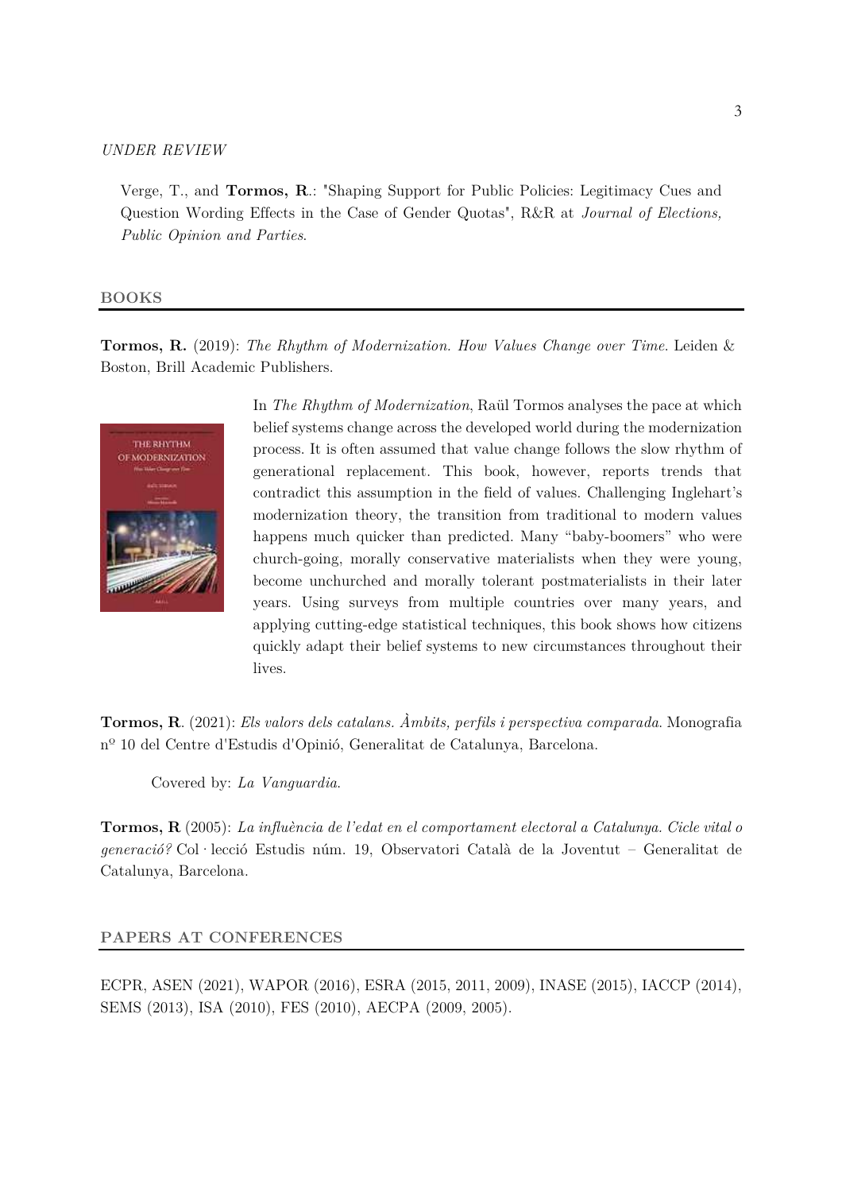*UNDER REVIEW*

Verge, T., and **Tormos, R.**: "Shaping Support for Public Policies: Legitimacy Cues and Question Wording Effects in the Case of Gender Quotas", R&R at *Journal of Elections, Public Opinion and Parties*.

## BOOKS

**Tormos, R.** (2019): *The Rhythm of Modernization. How Values Change over Time*. Leiden & Boston, Brill Academic Publishers.

In *The Rhythm of Modernization*, Raül Tormos analyses the pace at which belief systems change across the developed world during the modernization process. It is often assumed that value change follows the slow rhythm of generational replacement. This book, however, reports trends that contradict this assumption in the field of values. Challenging Inglehart's modernization theory, the transition from traditional to modern values happens much quicker than predicted. Many "baby-boomers" who were church-going, morally conservative materialists when they were young, become unchurched and morally tolerant postmaterialists in their later years. Using surveys from multiple countries over many years, and applying cutting-edge statistical techniques, this book shows how citizens quickly adapt their belief systems to new circumstances throughout their lives.

**Tormos, R**. (2021): *Els valors dels catalans. Àmbits, perfils i perspectiva comparada*. Monografia nº 10 del Centre d'Estudis d'Opinió, Generalitat de Catalunya, Barcelona.

Covered by: *La Vanguardia*.

**Tormos, R** (2005): *La influència de l'edat en el comportament electoral a Catalunya. Cicle vital o generació?* Col·lecció Estudis núm. 19, Observatori Català de la Joventut – Generalitat de Catalunya, Barcelona.

## PAPERS AT CONFERENCES

ECPR, ASEN (2021), WAPOR (2016), ESRA (2015, 2011, 2009), INASE (2015), IACCP (2014), SEMS (2013), ISA (2010), FES (2010), AECPA (2009, 2005).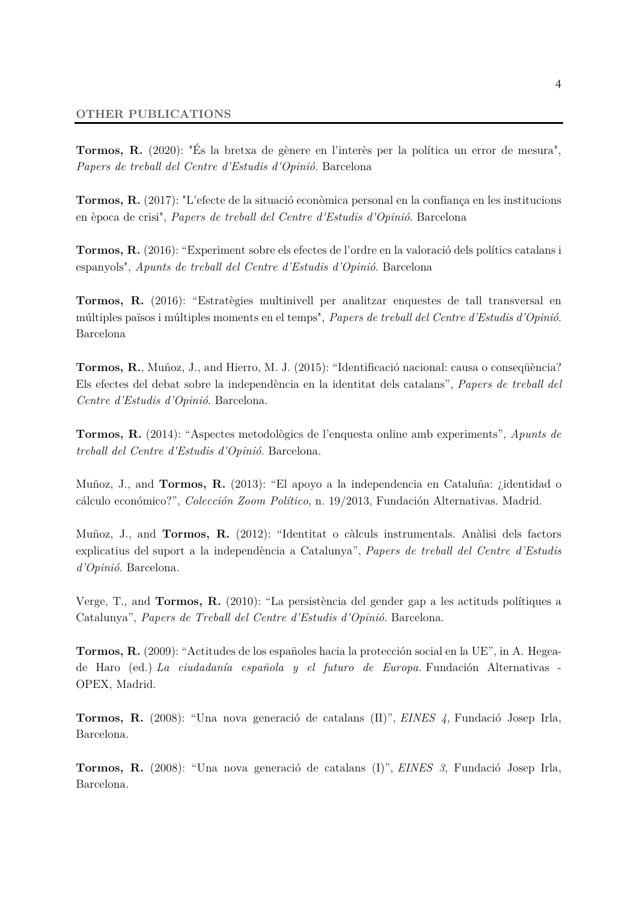## OTHER PUBLICATIONS

**Tormos, R.** (2020): "És la bretxa de gènere en l'interès per la política un error de mesura", *Papers de treball del Centre d'Estudis d'Opinió*. Barcelona

**Tormos, R.** (2017): "L'efecte de la situació econòmica personal en la confiança en les institucions en època de crisi", *Papers de treball del Centre d'Estudis d'Opinió*. Barcelona

**Tormos, R.** (2016): "Experiment sobre els efectes de l'ordre en la valoració dels polítics catalans i espanyols", *Apunts de treball del Centre d'Estudis d'Opinió*. Barcelona

**Tormos, R.** (2016): "Estratègies multinivell per analitzar enquestes de tall transversal en múltiples països i múltiples moments en el temps", *Papers de treball del Centre d'Estudis d'Opinió*. Barcelona

**Tormos, R.**, Muñoz, J., and Hierro, M. J. (2015): "Identificació nacional: causa o conseqüència? Els efectes del debat sobre la independència en la identitat dels catalans", *Papers de treball del Centre d'Estudis d'Opinió*. Barcelona.

**Tormos, R.** (2014): "Aspectes metodològics de l'enquesta online amb experiments", *Apunts de treball del Centre d'Estudis d'Opinió*. Barcelona.

Muñoz, J., and **Tormos, R.** (2013): "El apoyo a la independencia en Cataluña: ¿identidad o cálculo económico?", *Colección Zoom Político*, n. 19/2013, Fundación Alternativas. Madrid.

Muñoz, J., and **Tormos, R.** (2012): "Identitat o càlculs instrumentals. Anàlisi dels factors explicatius del suport a la independència a Catalunya", *Papers de treball del Centre d'Estudis d'Opinió*. Barcelona.

Verge, T., and **Tormos, R.** (2010): "La persistència del gender gap a les actituds polítiques a Catalunya", *Papers de Treball del Centre d'Estudis d'Opinió*. Barcelona.

**Tormos, R.** (2009): "Actitudes de los españoles hacia la protección social en la UE", in A. Hegea-de Haro (ed.) *La ciudadanía española y el futuro de Europa*. Fundación Alternativas - OPEX, Madrid.

**Tormos, R.** (2008): "Una nova generació de catalans (II)", *EINES 4,* Fundació Josep Irla, Barcelona.

**Tormos, R.** (2008): "Una nova generació de catalans (I)", *EINES 3*, Fundació Josep Irla, Barcelona.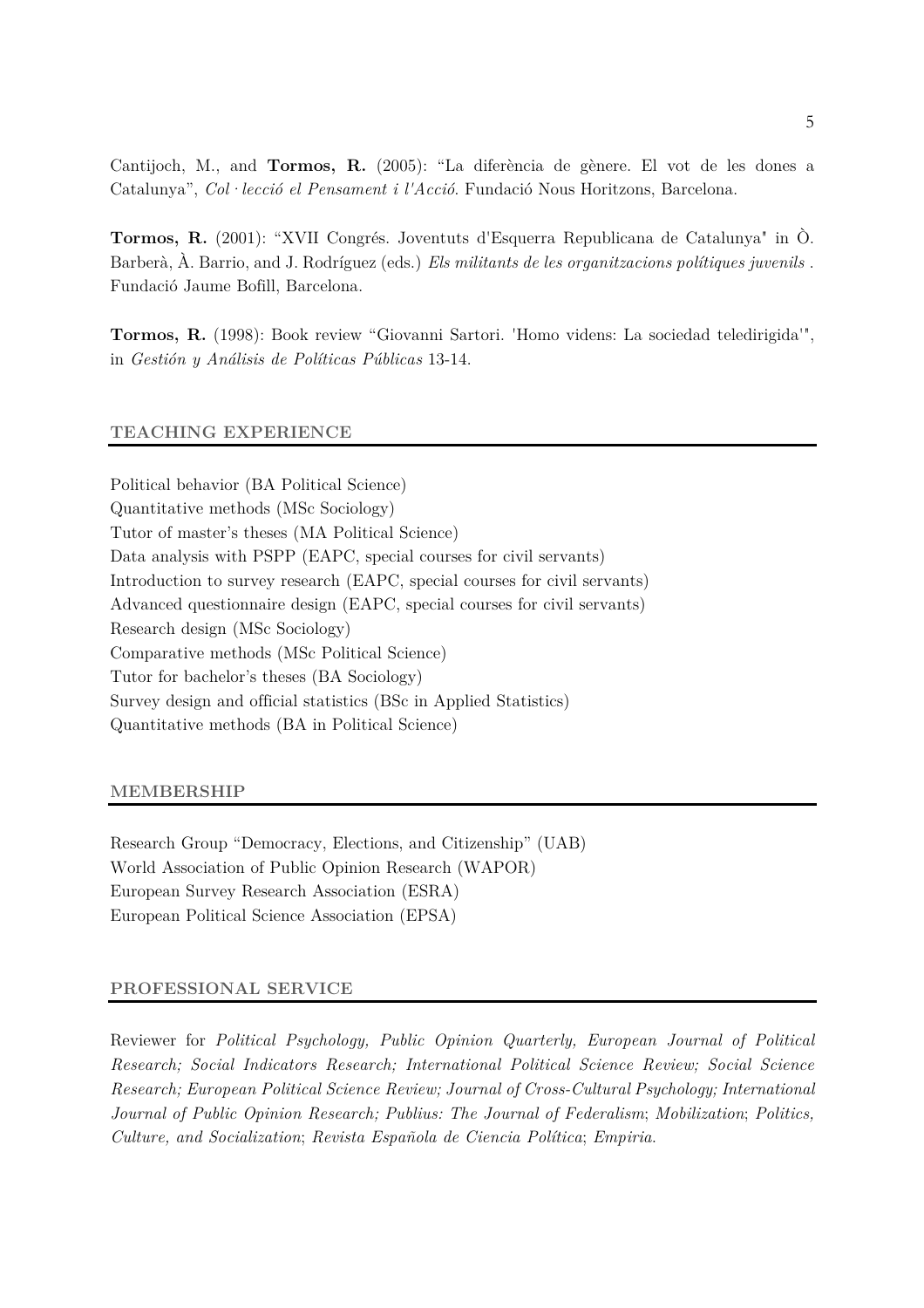Cantijoch, M., and **Tormos, R.** (2005): "La diferència de gènere. El vot de les dones a Catalunya", *Col·lecció el Pensament i l'Acció*. Fundació Nous Horitzons, Barcelona.

**Tormos, R.** (2001): "XVII Congrés. Joventuts d'Esquerra Republicana de Catalunya" in Ò. Barberà, À. Barrio, and J. Rodríguez (eds.) *Els militants de les organitzacions polítiques juvenils* . Fundació Jaume Bofill, Barcelona.

**Tormos, R.** (1998): Book review "Giovanni Sartori. 'Homo videns: La sociedad teledirigida'", in *Gestión y Análisis de Políticas Públicas* 13-14.

## TEACHING EXPERIENCE

Political behavior (BA Political Science)
Quantitative methods (MSc Sociology)
Tutor of master's theses (MA Political Science)
Data analysis with PSPP (EAPC, special courses for civil servants)
Introduction to survey research (EAPC, special courses for civil servants)
Advanced questionnaire design (EAPC, special courses for civil servants)
Research design (MSc Sociology)
Comparative methods (MSc Political Science)
Tutor for bachelor's theses (BA Sociology)
Survey design and official statistics (BSc in Applied Statistics)
Quantitative methods (BA in Political Science)

## MEMBERSHIP

Research Group "Democracy, Elections, and Citizenship" (UAB)
World Association of Public Opinion Research (WAPOR)
European Survey Research Association (ESRA)
European Political Science Association (EPSA)

## PROFESSIONAL SERVICE

Reviewer for *Political Psychology, Public Opinion Quarterly, European Journal of Political Research; Social Indicators Research; International Political Science Review; Social Science Research; European Political Science Review; Journal of Cross-Cultural Psychology; International Journal of Public Opinion Research; Publius: The Journal of Federalism*; *Mobilization*; *Politics, Culture, and Socialization*; *Revista Española de Ciencia Política*; *Empiria.*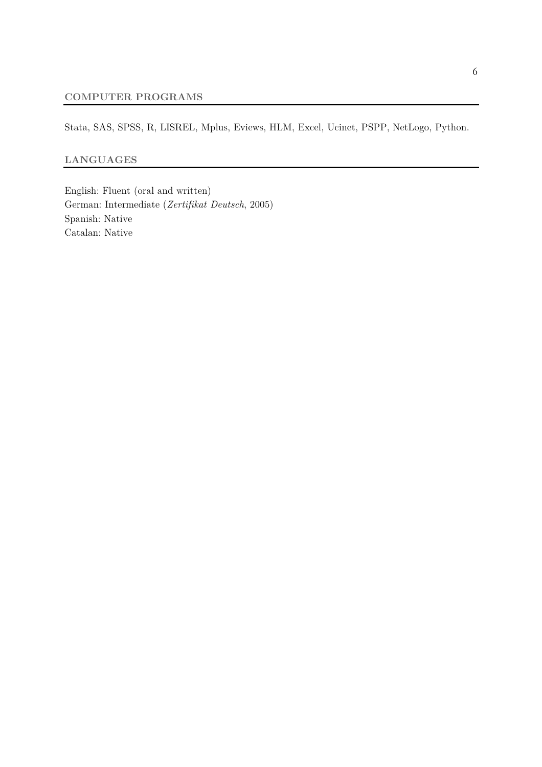## COMPUTER PROGRAMS

Stata, SAS, SPSS, R, LISREL, Mplus, Eviews, HLM, Excel, Ucinet, PSPP, NetLogo, Python.

## LANGUAGES

English: Fluent (oral and written)
German: Intermediate (*Zertifikat Deutsch*, 2005)
Spanish: Native
Catalan: Native